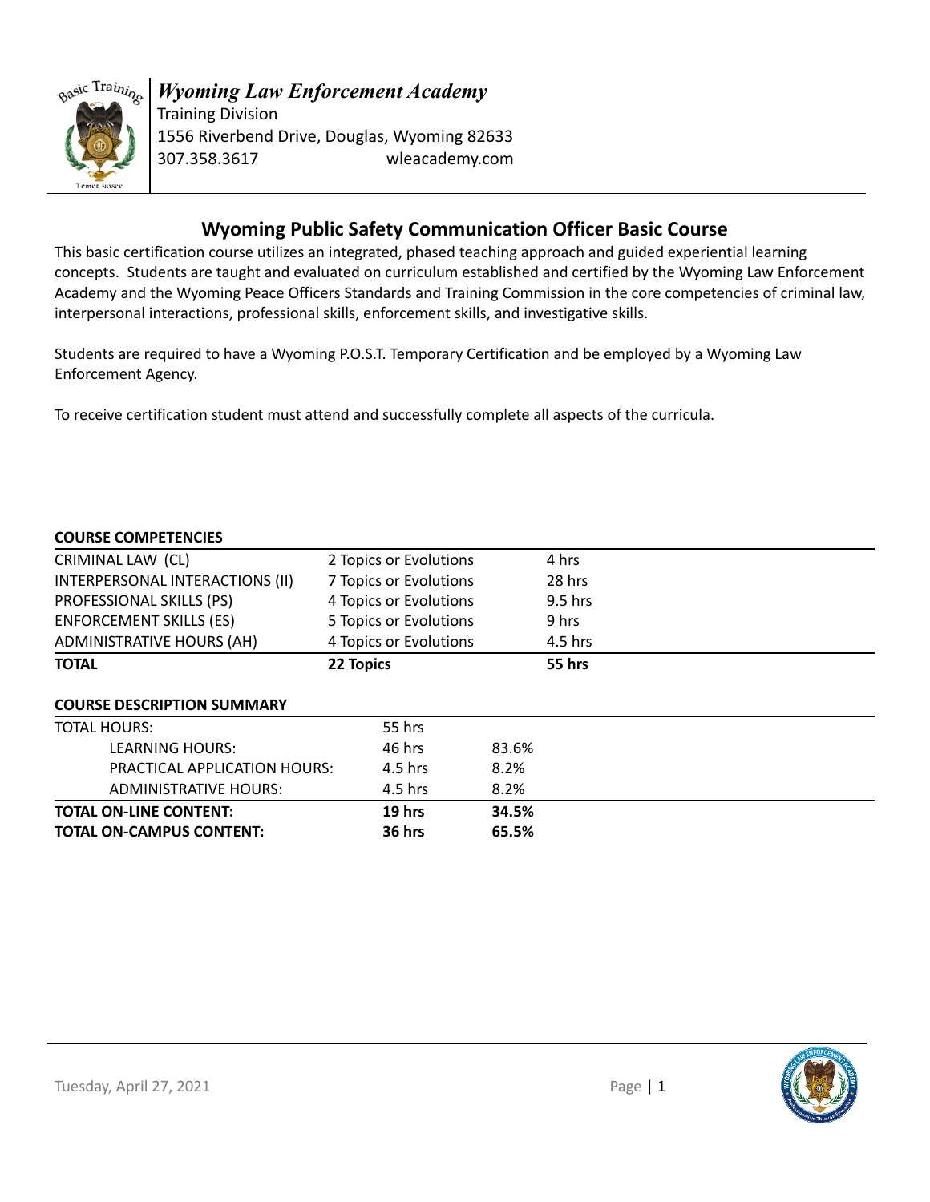*Wyoming Law Enforcement Academy*
Training Division
1556 Riverbend Drive, Douglas, Wyoming 82633
307.358.3617 wleacademy.com

## Wyoming Public Safety Communication Officer Basic Course

This basic certification course utilizes an integrated, phased teaching approach and guided experiential learning concepts. Students are taught and evaluated on curriculum established and certified by the Wyoming Law Enforcement Academy and the Wyoming Peace Officers Standards and Training Commission in the core competencies of criminal law, interpersonal interactions, professional skills, enforcement skills, and investigative skills.

Students are required to have a Wyoming P.O.S.T. Temporary Certification and be employed by a Wyoming Law Enforcement Agency.

To receive certification student must attend and successfully complete all aspects of the curricula.

**COURSE COMPETENCIES**

| | | |
|---|---|---|
| CRIMINAL LAW (CL) | 2 Topics or Evolutions | 4 hrs |
| INTERPERSONAL INTERACTIONS (II) | 7 Topics or Evolutions | 28 hrs |
| PROFESSIONAL SKILLS (PS) | 4 Topics or Evolutions | 9.5 hrs |
| ENFORCEMENT SKILLS (ES) | 5 Topics or Evolutions | 9 hrs |
| ADMINISTRATIVE HOURS (AH) | 4 Topics or Evolutions | 4.5 hrs |
| **TOTAL** | **22 Topics** | **55 hrs** |

**COURSE DESCRIPTION SUMMARY**

| | | |
|---|---|---|
| TOTAL HOURS: | 55 hrs | |
| LEARNING HOURS: | 46 hrs | 83.6% |
| PRACTICAL APPLICATION HOURS: | 4.5 hrs | 8.2% |
| ADMINISTRATIVE HOURS: | 4.5 hrs | 8.2% |
| **TOTAL ON-LINE CONTENT:** | **19 hrs** | **34.5%** |
| **TOTAL ON-CAMPUS CONTENT:** | **36 hrs** | **65.5%** |

Tuesday, April 27, 2021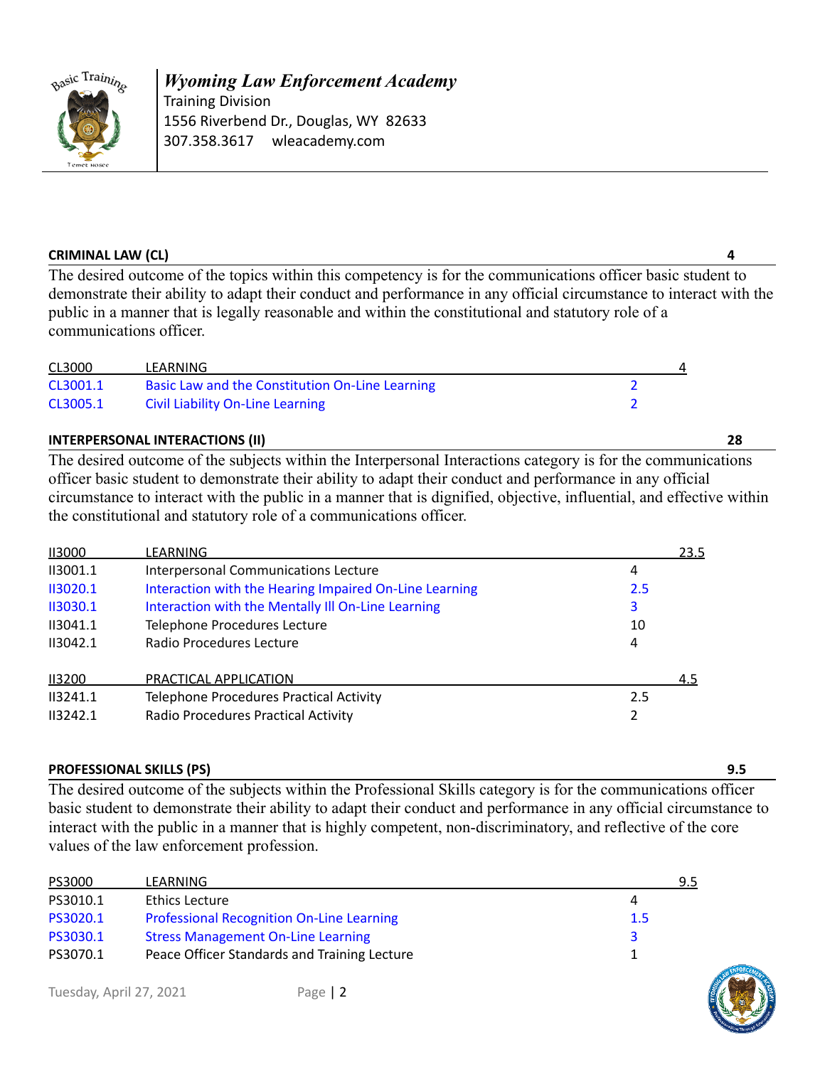**CRIMINAL LAW (CL)** **4**

The desired outcome of the topics within this competency is for the communications officer basic student to demonstrate their ability to adapt their conduct and performance in any official circumstance to interact with the public in a manner that is legally reasonable and within the constitutional and statutory role of a communications officer.

| CL3000 | LEARNING | | 4 |
|---|---|---|---|
| CL3001.1 | Basic Law and the Constitution On-Line Learning | 2 | |
| CL3005.1 | Civil Liability On-Line Learning | 2 | |

**INTERPERSONAL INTERACTIONS (II)** **28**

The desired outcome of the subjects within the Interpersonal Interactions category is for the communications officer basic student to demonstrate their ability to adapt their conduct and performance in any official circumstance to interact with the public in a manner that is dignified, objective, influential, and effective within the constitutional and statutory role of a communications officer.

| II3000 | LEARNING | | 23.5 |
|---|---|---|---|
| II3001.1 | Interpersonal Communications Lecture | 4 | |
| II3020.1 | Interaction with the Hearing Impaired On-Line Learning | 2.5 | |
| II3030.1 | Interaction with the Mentally Ill On-Line Learning | 3 | |
| II3041.1 | Telephone Procedures Lecture | 10 | |
| II3042.1 | Radio Procedures Lecture | 4 | |

| II3200 | PRACTICAL APPLICATION | | 4.5 |
|---|---|---|---|
| II3241.1 | Telephone Procedures Practical Activity | 2.5 | |
| II3242.1 | Radio Procedures Practical Activity | 2 | |

**PROFESSIONAL SKILLS (PS)** **9.5**

The desired outcome of the subjects within the Professional Skills category is for the communications officer basic student to demonstrate their ability to adapt their conduct and performance in any official circumstance to interact with the public in a manner that is highly competent, non-discriminatory, and reflective of the core values of the law enforcement profession.

| PS3000 | LEARNING | | 9.5 |
|---|---|---|---|
| PS3010.1 | Ethics Lecture | 4 | |
| PS3020.1 | Professional Recognition On-Line Learning | 1.5 | |
| PS3030.1 | Stress Management On-Line Learning | 3 | |
| PS3070.1 | Peace Officer Standards and Training Lecture | 1 | |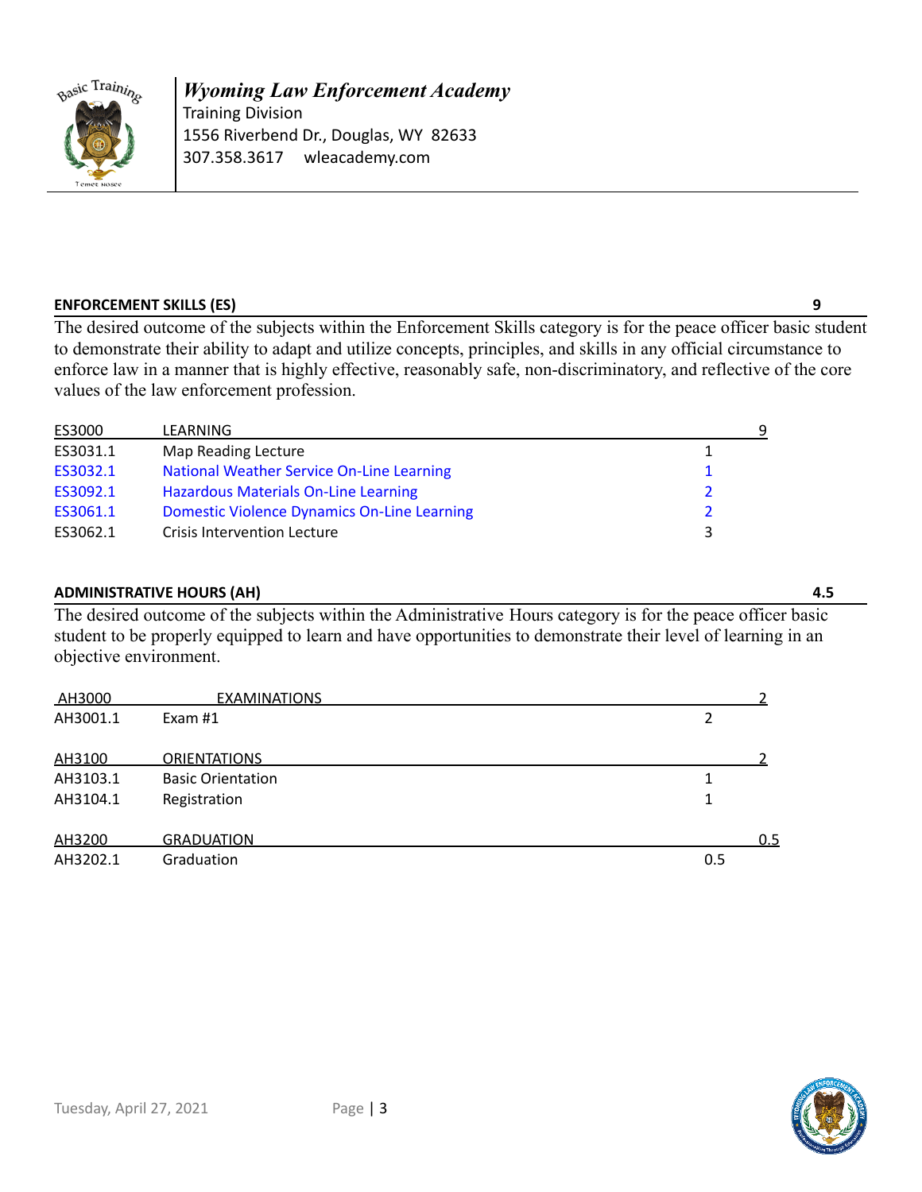**Wyoming Law Enforcement Academy**
Training Division
1556 Riverbend Dr., Douglas, WY 82633
307.358.3617 wleacademy.com

## ENFORCEMENT SKILLS (ES) — 9

The desired outcome of the subjects within the Enforcement Skills category is for the peace officer basic student to demonstrate their ability to adapt and utilize concepts, principles, and skills in any official circumstance to enforce law in a manner that is highly effective, reasonably safe, non-discriminatory, and reflective of the core values of the law enforcement profession.

| | | | |
|---|---|---|---|
| ES3000 | LEARNING | | 9 |
| ES3031.1 | Map Reading Lecture | 1 | |
| ES3032.1 | National Weather Service On-Line Learning | 1 | |
| ES3092.1 | Hazardous Materials On-Line Learning | 2 | |
| ES3061.1 | Domestic Violence Dynamics On-Line Learning | 2 | |
| ES3062.1 | Crisis Intervention Lecture | 3 | |

## ADMINISTRATIVE HOURS (AH) — 4.5

The desired outcome of the subjects within the Administrative Hours category is for the peace officer basic student to be properly equipped to learn and have opportunities to demonstrate their level of learning in an objective environment.

| | | | |
|---|---|---|---|
| AH3000 | EXAMINATIONS | | 2 |
| AH3001.1 | Exam #1 | 2 | |
| AH3100 | ORIENTATIONS | | 2 |
| AH3103.1 | Basic Orientation | 1 | |
| AH3104.1 | Registration | 1 | |
| AH3200 | GRADUATION | | 0.5 |
| AH3202.1 | Graduation | 0.5 | |

Tuesday, April 27, 2021